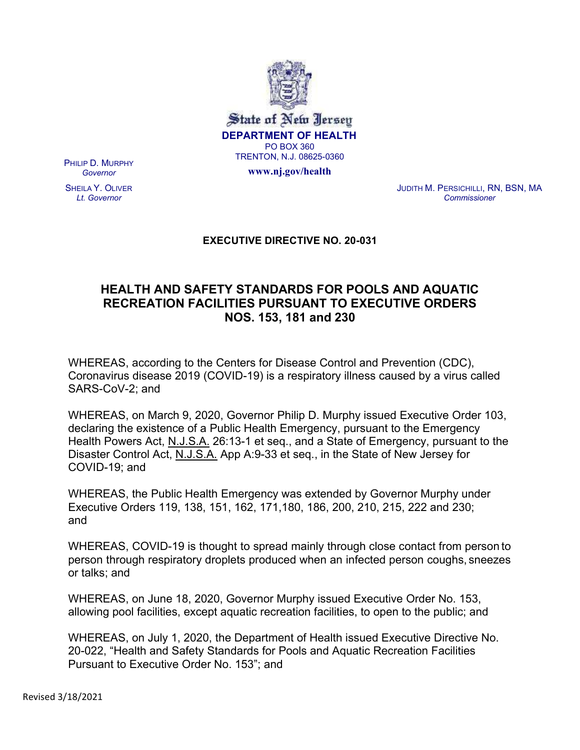State of New Jersey
**DEPARTMENT OF HEALTH**
PO BOX 360
TRENTON, N.J. 08625-0360
**www.nj.gov/health**

PHILIP D. MURPHY
*Governor*

SHEILA Y. OLIVER
*Lt. Governor*

JUDITH M. PERSICHILLI, RN, BSN, MA
*Commissioner*

**EXECUTIVE DIRECTIVE NO. 20-031**

# HEALTH AND SAFETY STANDARDS FOR POOLS AND AQUATIC RECREATION FACILITIES PURSUANT TO EXECUTIVE ORDERS NOS. 153, 181 and 230

WHEREAS, according to the Centers for Disease Control and Prevention (CDC), Coronavirus disease 2019 (COVID-19) is a respiratory illness caused by a virus called SARS-CoV-2; and

WHEREAS, on March 9, 2020, Governor Philip D. Murphy issued Executive Order 103, declaring the existence of a Public Health Emergency, pursuant to the Emergency Health Powers Act, N.J.S.A. 26:13-1 et seq., and a State of Emergency, pursuant to the Disaster Control Act, N.J.S.A. App A:9-33 et seq., in the State of New Jersey for COVID-19; and

WHEREAS, the Public Health Emergency was extended by Governor Murphy under Executive Orders 119, 138, 151, 162, 171,180, 186, 200, 210, 215, 222 and 230; and

WHEREAS, COVID-19 is thought to spread mainly through close contact from person to person through respiratory droplets produced when an infected person coughs, sneezes or talks; and

WHEREAS, on June 18, 2020, Governor Murphy issued Executive Order No. 153, allowing pool facilities, except aquatic recreation facilities, to open to the public; and

WHEREAS, on July 1, 2020, the Department of Health issued Executive Directive No. 20-022, "Health and Safety Standards for Pools and Aquatic Recreation Facilities Pursuant to Executive Order No. 153"; and

Revised 3/18/2021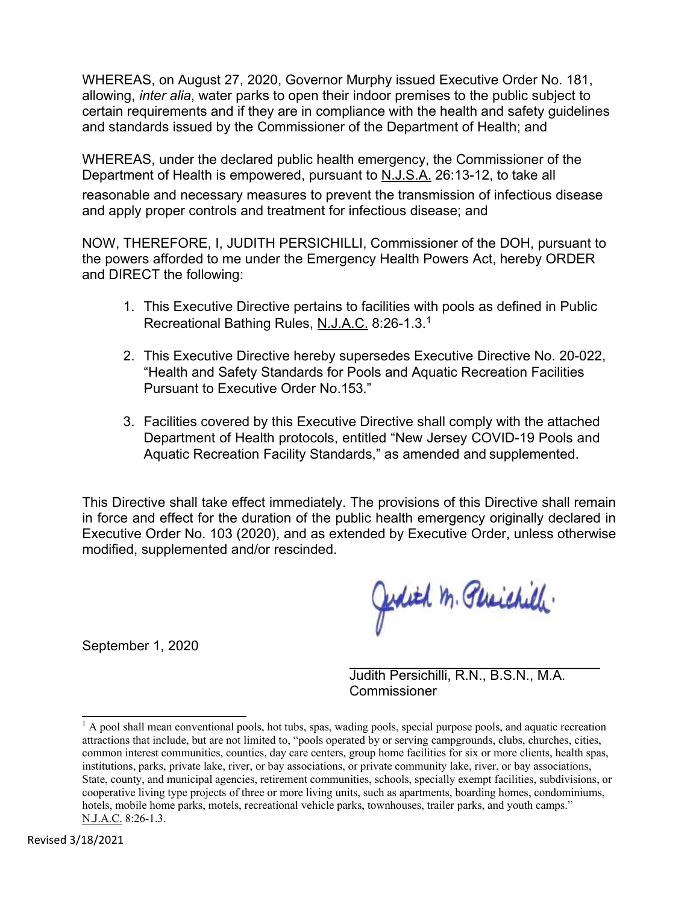WHEREAS, on August 27, 2020, Governor Murphy issued Executive Order No. 181, allowing, *inter alia*, water parks to open their indoor premises to the public subject to certain requirements and if they are in compliance with the health and safety guidelines and standards issued by the Commissioner of the Department of Health; and

WHEREAS, under the declared public health emergency, the Commissioner of the Department of Health is empowered, pursuant to N.J.S.A. 26:13-12, to take all reasonable and necessary measures to prevent the transmission of infectious disease and apply proper controls and treatment for infectious disease; and

NOW, THEREFORE, I, JUDITH PERSICHILLI, Commissioner of the DOH, pursuant to the powers afforded to me under the Emergency Health Powers Act, hereby ORDER and DIRECT the following:

1. This Executive Directive pertains to facilities with pools as defined in Public Recreational Bathing Rules, N.J.A.C. 8:26-1.3.[1]

2. This Executive Directive hereby supersedes Executive Directive No. 20-022, "Health and Safety Standards for Pools and Aquatic Recreation Facilities Pursuant to Executive Order No.153."

3. Facilities covered by this Executive Directive shall comply with the attached Department of Health protocols, entitled "New Jersey COVID-19 Pools and Aquatic Recreation Facility Standards," as amended and supplemented.

This Directive shall take effect immediately. The provisions of this Directive shall remain in force and effect for the duration of the public health emergency originally declared in Executive Order No. 103 (2020), and as extended by Executive Order, unless otherwise modified, supplemented and/or rescinded.

September 1, 2020

Judith Persichilli, R.N., B.S.N., M.A.
Commissioner

[1] A pool shall mean conventional pools, hot tubs, spas, wading pools, special purpose pools, and aquatic recreation attractions that include, but are not limited to, "pools operated by or serving campgrounds, clubs, churches, cities, common interest communities, counties, day care centers, group home facilities for six or more clients, health spas, institutions, parks, private lake, river, or bay associations, or private community lake, river, or bay associations, State, county, and municipal agencies, retirement communities, schools, specially exempt facilities, subdivisions, or cooperative living type projects of three or more living units, such as apartments, boarding homes, condominiums, hotels, mobile home parks, motels, recreational vehicle parks, townhouses, trailer parks, and youth camps." N.J.A.C. 8:26-1.3.

Revised 3/18/2021